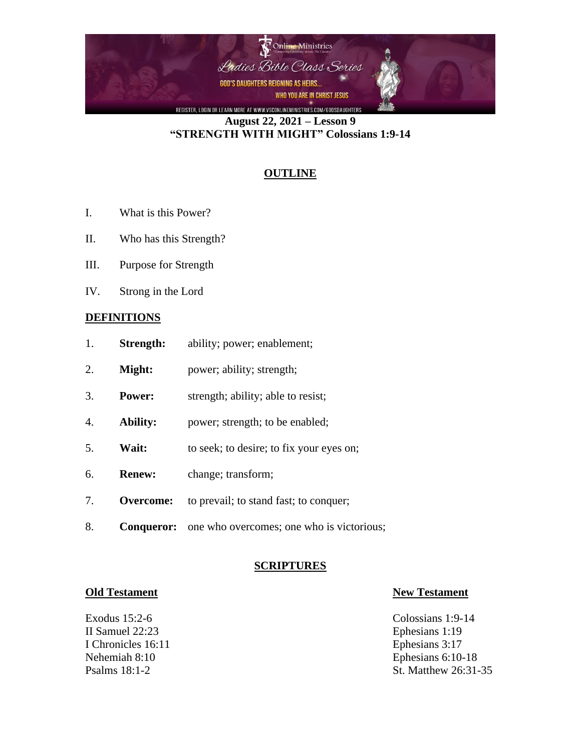Online Ministries

Ladies Bible Class Series

GOD'S DAUGHTERS REIGNING AS HEIRS... WHO YOU ARE IN CHRIST JESUS

REGISTER, LOGIN OR LEARN MORE AT WWW.VSCONLINEMINISTRIES.COM/GODSDAUGHTERS

**August 22, 2021 – Lesson 9**
**"STRENGTH WITH MIGHT" Colossians 1:9-14**

## OUTLINE

I. What is this Power?

II. Who has this Strength?

III. Purpose for Strength

IV. Strong in the Lord

## DEFINITIONS

1. **Strength:** ability; power; enablement;
2. **Might:** power; ability; strength;
3. **Power:** strength; ability; able to resist;
4. **Ability:** power; strength; to be enabled;
5. **Wait:** to seek; to desire; to fix your eyes on;
6. **Renew:** change; transform;
7. **Overcome:** to prevail; to stand fast; to conquer;
8. **Conqueror:** one who overcomes; one who is victorious;

## SCRIPTURES

### Old Testament

Exodus 15:2-6
II Samuel 22:23
I Chronicles 16:11
Nehemiah 8:10
Psalms 18:1-2

### New Testament

Colossians 1:9-14
Ephesians 1:19
Ephesians 3:17
Ephesians 6:10-18
St. Matthew 26:31-35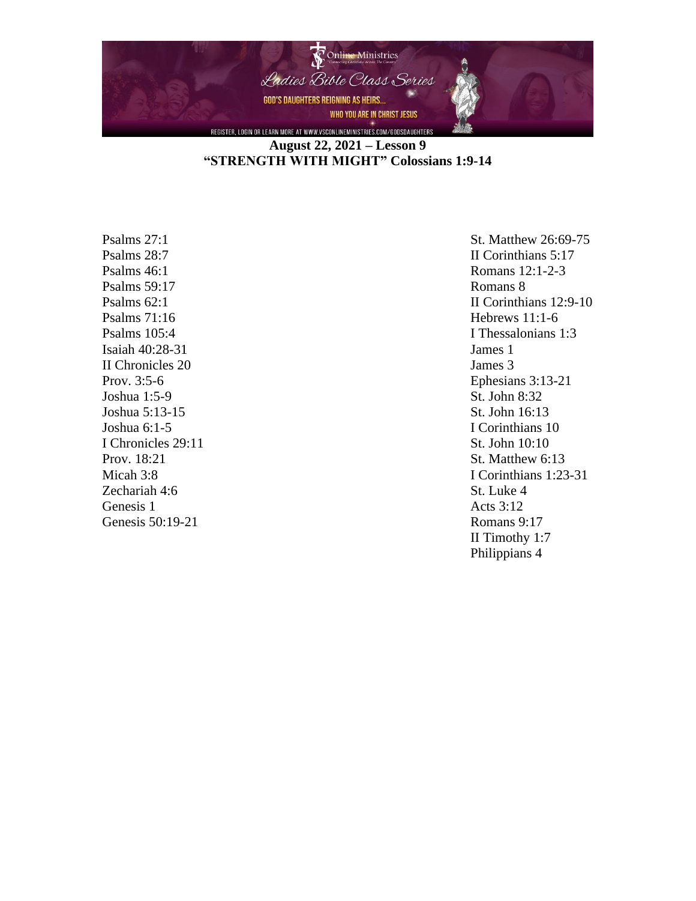**August 22, 2021 – Lesson 9**
**"STRENGTH WITH MIGHT" Colossians 1:9-14**

Psalms 27:1
Psalms 28:7
Psalms 46:1
Psalms 59:17
Psalms 62:1
Psalms 71:16
Psalms 105:4
Isaiah 40:28-31
II Chronicles 20
Prov. 3:5-6
Joshua 1:5-9
Joshua 5:13-15
Joshua 6:1-5
I Chronicles 29:11
Prov. 18:21
Micah 3:8
Zechariah 4:6
Genesis 1
Genesis 50:19-21

St. Matthew 26:69-75
II Corinthians 5:17
Romans 12:1-2-3
Romans 8
II Corinthians 12:9-10
Hebrews 11:1-6
I Thessalonians 1:3
James 1
James 3
Ephesians 3:13-21
St. John 8:32
St. John 16:13
I Corinthians 10
St. John 10:10
St. Matthew 6:13
I Corinthians 1:23-31
St. Luke 4
Acts 3:12
Romans 9:17
II Timothy 1:7
Philippians 4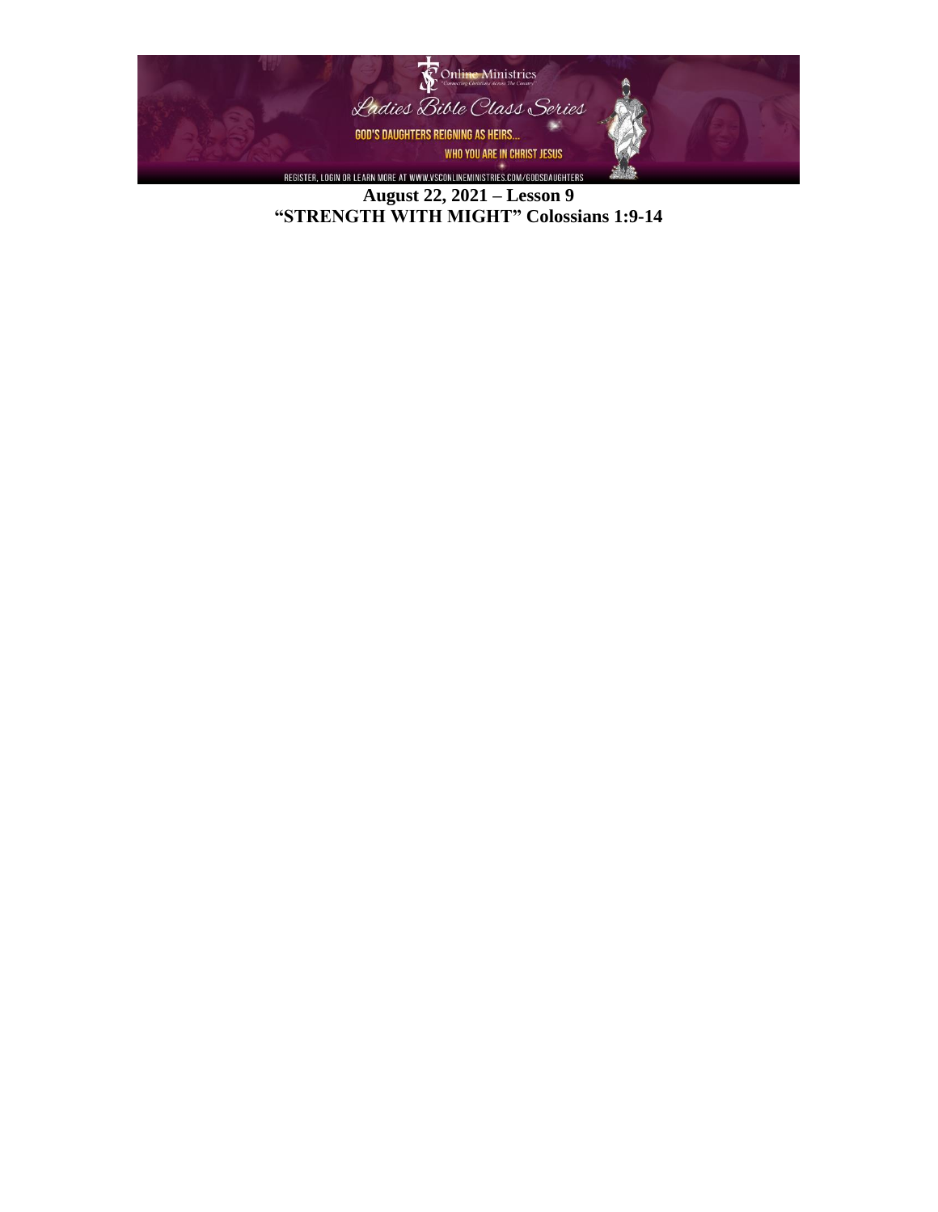**August 22, 2021 – Lesson 9**

**"STRENGTH WITH MIGHT" Colossians 1:9-14**